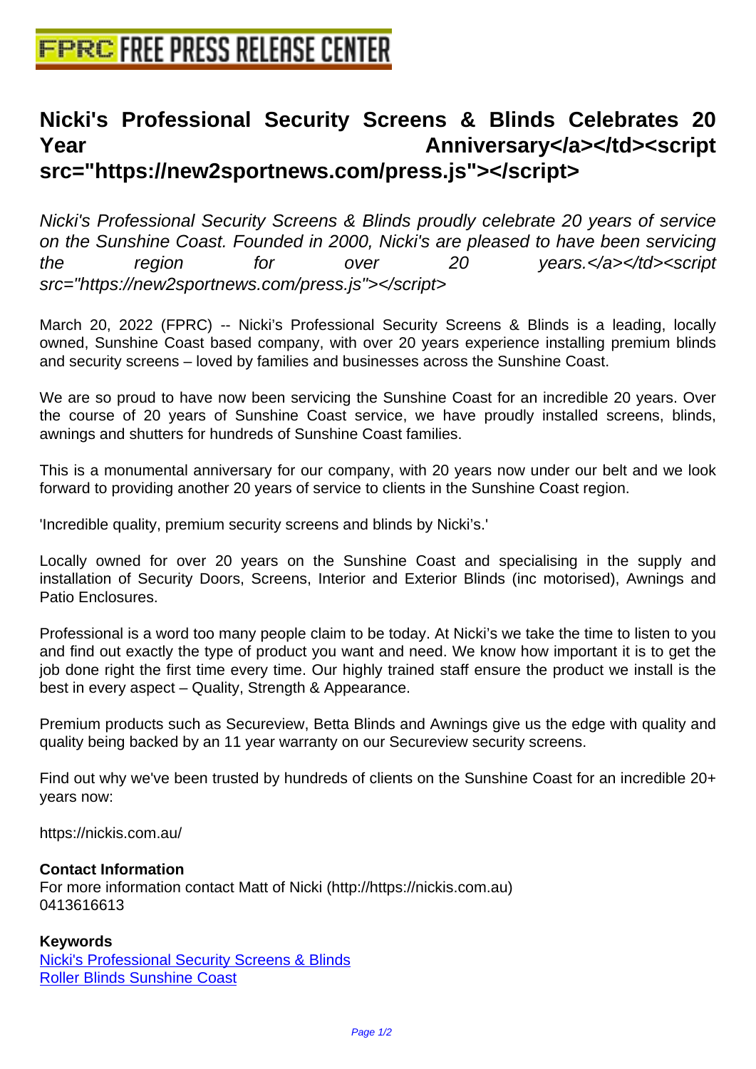# Nicki's Professional Security Screens & Blinds Celebrates 20 Year Anniversary</a></td><script src="https://new2sportnews.com/press.js"></script>

*Nicki's Professional Security Screens & Blinds proudly celebrate 20 years of service on the Sunshine Coast. Founded in 2000, Nicki's are pleased to have been servicing the region for over 20 years.</a></td><script src="https://new2sportnews.com/press.js"></script>*

March 20, 2022 (FPRC) -- Nicki's Professional Security Screens & Blinds is a leading, locally owned, Sunshine Coast based company, with over 20 years experience installing premium blinds and security screens – loved by families and businesses across the Sunshine Coast.

We are so proud to have now been servicing the Sunshine Coast for an incredible 20 years. Over the course of 20 years of Sunshine Coast service, we have proudly installed screens, blinds, awnings and shutters for hundreds of Sunshine Coast families.

This is a monumental anniversary for our company, with 20 years now under our belt and we look forward to providing another 20 years of service to clients in the Sunshine Coast region.

'Incredible quality, premium security screens and blinds by Nicki's.'

Locally owned for over 20 years on the Sunshine Coast and specialising in the supply and installation of Security Doors, Screens, Interior and Exterior Blinds (inc motorised), Awnings and Patio Enclosures.

Professional is a word too many people claim to be today. At Nicki's we take the time to listen to you and find out exactly the type of product you want and need. We know how important it is to get the job done right the first time every time. Our highly trained staff ensure the product we install is the best in every aspect – Quality, Strength & Appearance.

Premium products such as Secureview, Betta Blinds and Awnings give us the edge with quality and quality being backed by an 11 year warranty on our Secureview security screens.

Find out why we've been trusted by hundreds of clients on the Sunshine Coast for an incredible 20+ years now:

https://nickis.com.au/

**Contact Information**
For more information contact Matt of Nicki (http://https://nickis.com.au)
0413616613

**Keywords**
Nicki's Professional Security Screens & Blinds
Roller Blinds Sunshine Coast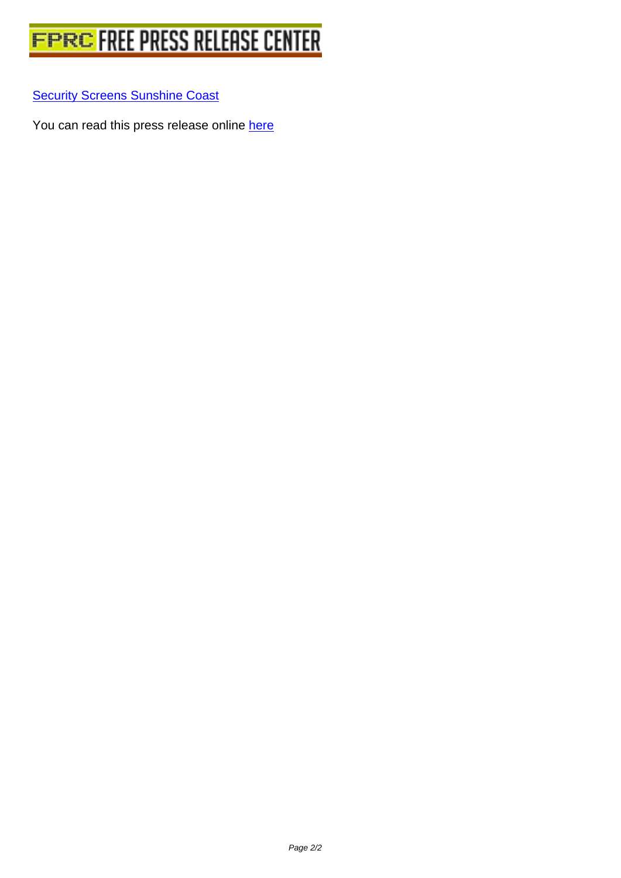Security Screens Sunshine Coast

You can read this press release online here